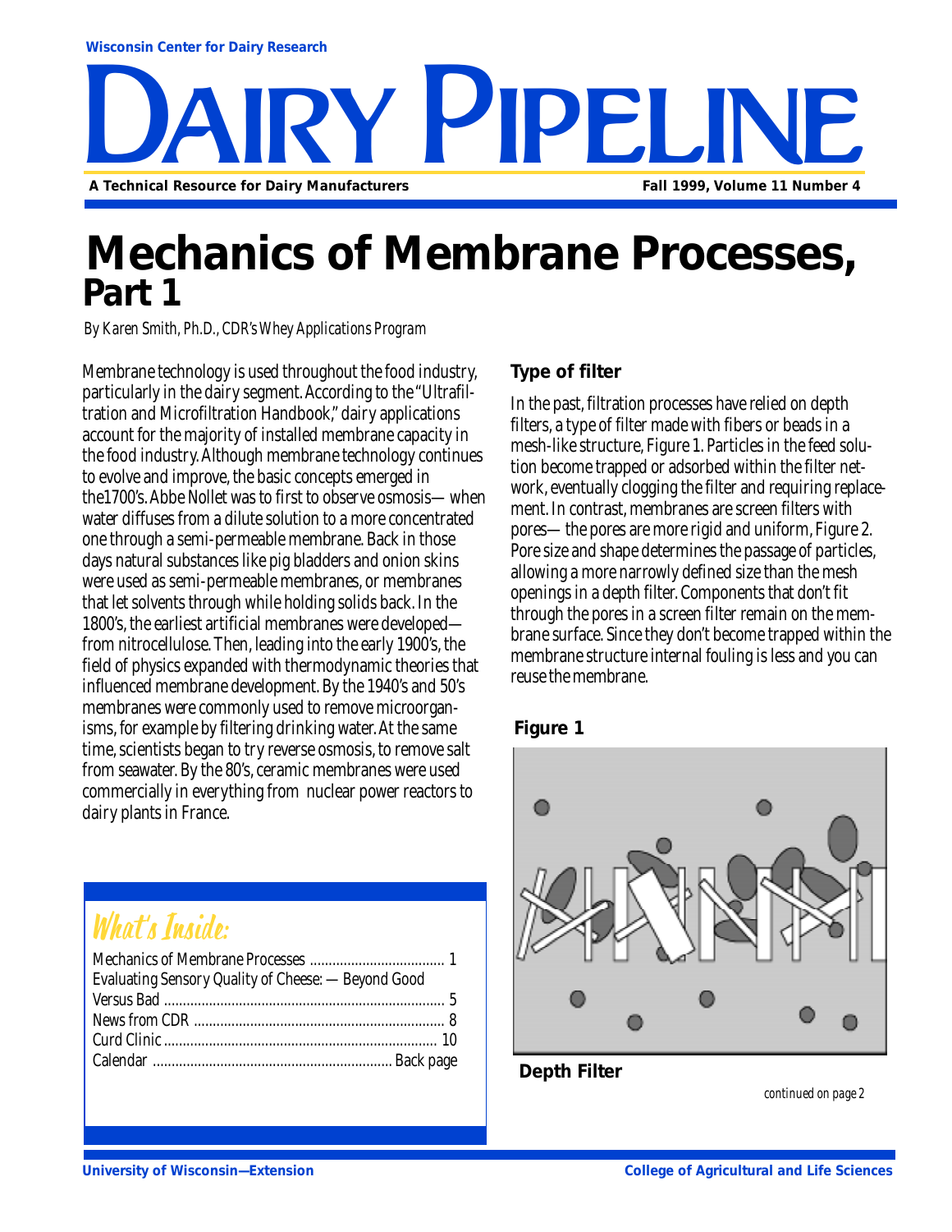Wisconsin Center for Dairy Research

# DAIRY PIPELINE

**A Technical Resource for Dairy Manufacturers** **Fall 1999, Volume 11 Number 4**

# Mechanics of Membrane Processes, Part 1

*By Karen Smith, Ph.D., CDR's Whey Applications Program*

Membrane technology is used throughout the food industry, particularly in the dairy segment. According to the "Ultrafiltration and Microfiltration Handbook," dairy applications account for the majority of installed membrane capacity in the food industry. Although membrane technology continues to evolve and improve, the basic concepts emerged in the1700's. Abbe Nollet was to first to observe osmosis— when water diffuses from a dilute solution to a more concentrated one through a semi-permeable membrane. Back in those days natural substances like pig bladders and onion skins were used as semi-permeable membranes, or membranes that let solvents through while holding solids back. In the 1800's, the earliest artificial membranes were developed— from nitrocellulose. Then, leading into the early 1900's, the field of physics expanded with thermodynamic theories that influenced membrane development. By the 1940's and 50's membranes were commonly used to remove microorganisms, for example by filtering drinking water. At the same time, scientists began to try reverse osmosis, to remove salt from seawater. By the 80's, ceramic membranes were used commercially in everything from nuclear power reactors to dairy plants in France.

## What's Inside:

- Mechanics of Membrane Processes .................................... 1
- Evaluating Sensory Quality of Cheese: — Beyond Good Versus Bad .......................................................................... 5
- News from CDR ................................................................... 8
- Curd Clinic ........................................................................ 10
- Calendar ............................................................... Back page

### Type of filter

In the past, filtration processes have relied on depth filters, a type of filter made with fibers or beads in a mesh-like structure, Figure 1. Particles in the feed solution become trapped or adsorbed within the filter network, eventually clogging the filter and requiring replacement. In contrast, membranes are screen filters with pores— the pores are more rigid and uniform, Figure 2. Pore size and shape determines the passage of particles, allowing a more narrowly defined size than the mesh openings in a depth filter. Components that don't fit through the pores in a screen filter remain on the membrane surface. Since they don't become trapped within the membrane structure internal fouling is less and you can reuse the membrane.

**Figure 1**

**Depth Filter**

*continued on page 2*

University of Wisconsin—Extension College of Agricultural and Life Sciences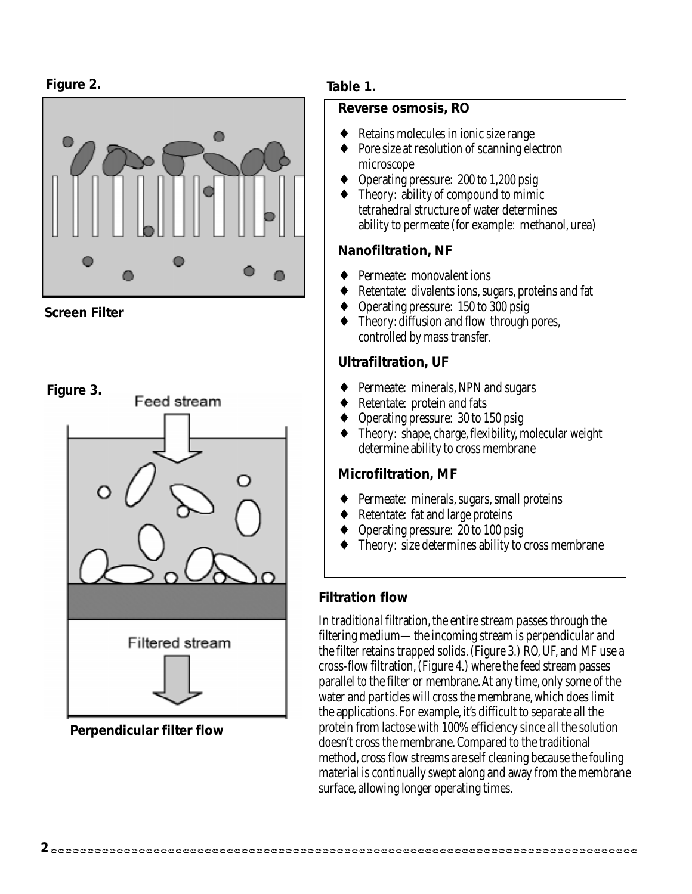**Figure 2.**

Screen Filter

**Figure 3.**

Feed stream

Filtered stream

Perpendicular filter flow

**Table 1.**

**Reverse osmosis, RO**

- Retains molecules in ionic size range
- Pore size at resolution of scanning electron microscope
- Operating pressure: 200 to 1,200 psig
- Theory: ability of compound to mimic tetrahedral structure of water determines ability to permeate (for example: methanol, urea)

**Nanofiltration, NF**

- Permeate: monovalent ions
- Retentate: divalents ions, sugars, proteins and fat
- Operating pressure: 150 to 300 psig
- Theory: diffusion and flow through pores, controlled by mass transfer.

**Ultrafiltration, UF**

- Permeate: minerals, NPN and sugars
- Retentate: protein and fats
- Operating pressure: 30 to 150 psig
- Theory: shape, charge, flexibility, molecular weight determine ability to cross membrane

**Microfiltration, MF**

- Permeate: minerals, sugars, small proteins
- Retentate: fat and large proteins
- Operating pressure: 20 to 100 psig
- Theory: size determines ability to cross membrane

## Filtration flow

In traditional filtration, the entire stream passes through the filtering medium— the incoming stream is perpendicular and the filter retains trapped solids. (Figure 3.) RO, UF, and MF use a cross-flow filtration, (Figure 4.) where the feed stream passes parallel to the filter or membrane. At any time, only some of the water and particles will cross the membrane, which does limit the applications. For example, it's difficult to separate all the protein from lactose with 100% efficiency since all the solution doesn't cross the membrane. Compared to the traditional method, cross flow streams are self cleaning because the fouling material is continually swept along and away from the membrane surface, allowing longer operating times.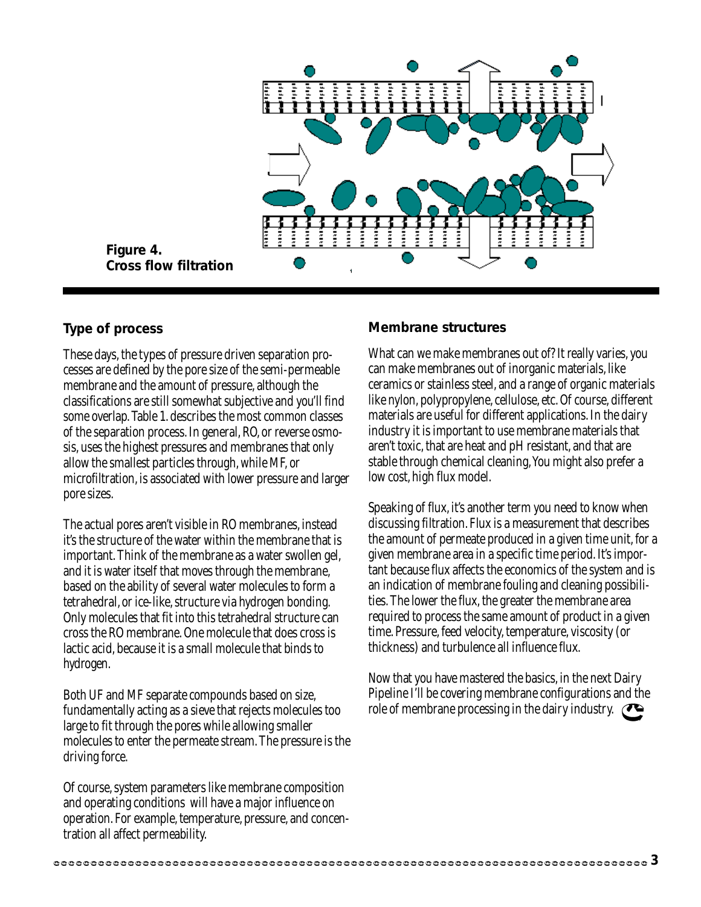**Figure 4. Cross flow filtration**

### Type of process

These days, the types of pressure driven separation processes are defined by the pore size of the semi-permeable membrane and the amount of pressure, although the classifications are still somewhat subjective and you'll find some overlap. Table 1. describes the most common classes of the separation process. In general, RO, or reverse osmosis, uses the highest pressures and membranes that only allow the smallest particles through, while MF, or microfiltration, is associated with lower pressure and larger pore sizes.

The actual pores aren't visible in RO membranes, instead it's the structure of the water within the membrane that is important. Think of the membrane as a water swollen gel, and it is water itself that moves through the membrane, based on the ability of several water molecules to form a tetrahedral, or ice-like, structure via hydrogen bonding. Only molecules that fit into this tetrahedral structure can cross the RO membrane. One molecule that does cross is lactic acid, because it is a small molecule that binds to hydrogen.

Both UF and MF separate compounds based on size, fundamentally acting as a sieve that rejects molecules too large to fit through the pores while allowing smaller molecules to enter the permeate stream. The pressure is the driving force.

Of course, system parameters like membrane composition and operating conditions will have a major influence on operation. For example, temperature, pressure, and concentration all affect permeability.

### Membrane structures

What can we make membranes out of? It really varies, you can make membranes out of inorganic materials, like ceramics or stainless steel, and a range of organic materials like nylon, polypropylene, cellulose, etc. Of course, different materials are useful for different applications. In the dairy industry it is important to use membrane materials that aren't toxic, that are heat and pH resistant, and that are stable through chemical cleaning, You might also prefer a low cost, high flux model.

Speaking of flux, it's another term you need to know when discussing filtration. Flux is a measurement that describes the amount of permeate produced in a given time unit, for a given membrane area in a specific time period. It's important because flux affects the economics of the system and is an indication of membrane fouling and cleaning possibilities. The lower the flux, the greater the membrane area required to process the same amount of product in a given time. Pressure, feed velocity, temperature, viscosity (or thickness) and turbulence all influence flux.

Now that you have mastered the basics, in the next Dairy Pipeline I'll be covering membrane configurations and the role of membrane processing in the dairy industry.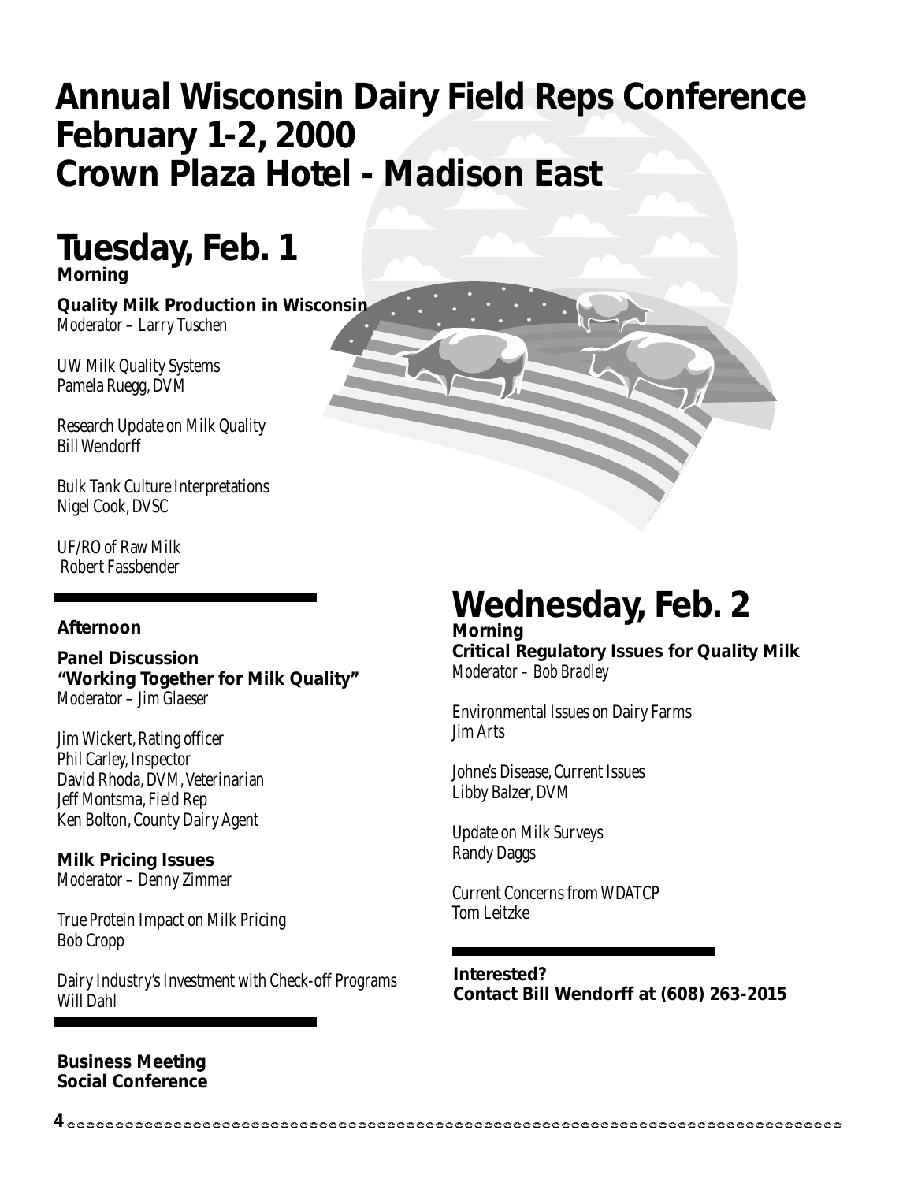# Annual Wisconsin Dairy Field Reps Conference
# February 1-2, 2000
# Crown Plaza Hotel - Madison East

## Tuesday, Feb. 1

**Morning**

**Quality Milk Production in Wisconsin**
*Moderator – Larry Tuschen*

UW Milk Quality Systems
Pamela Ruegg, DVM

Research Update on Milk Quality
Bill Wendorff

Bulk Tank Culture Interpretations
Nigel Cook, DVSC

UF/RO of Raw Milk
Robert Fassbender

**Afternoon**

**Panel Discussion**
**"Working Together for Milk Quality"**
*Moderator – Jim Glaeser*

Jim Wickert, Rating officer
Phil Carley, Inspector
David Rhoda, DVM, Veterinarian
Jeff Montsma, Field Rep
Ken Bolton, County Dairy Agent

**Milk Pricing Issues**
*Moderator – Denny Zimmer*

True Protein Impact on Milk Pricing
Bob Cropp

Dairy Industry's Investment with Check-off Programs
Will Dahl

**Business Meeting**
**Social Conference**

## Wednesday, Feb. 2

**Morning**

**Critical Regulatory Issues for Quality Milk**
*Moderator – Bob Bradley*

Environmental Issues on Dairy Farms
Jim Arts

Johne's Disease, Current Issues
Libby Balzer, DVM

Update on Milk Surveys
Randy Daggs

Current Concerns from WDATCP
Tom Leitzke

**Interested?**
**Contact Bill Wendorff at (608) 263-2015**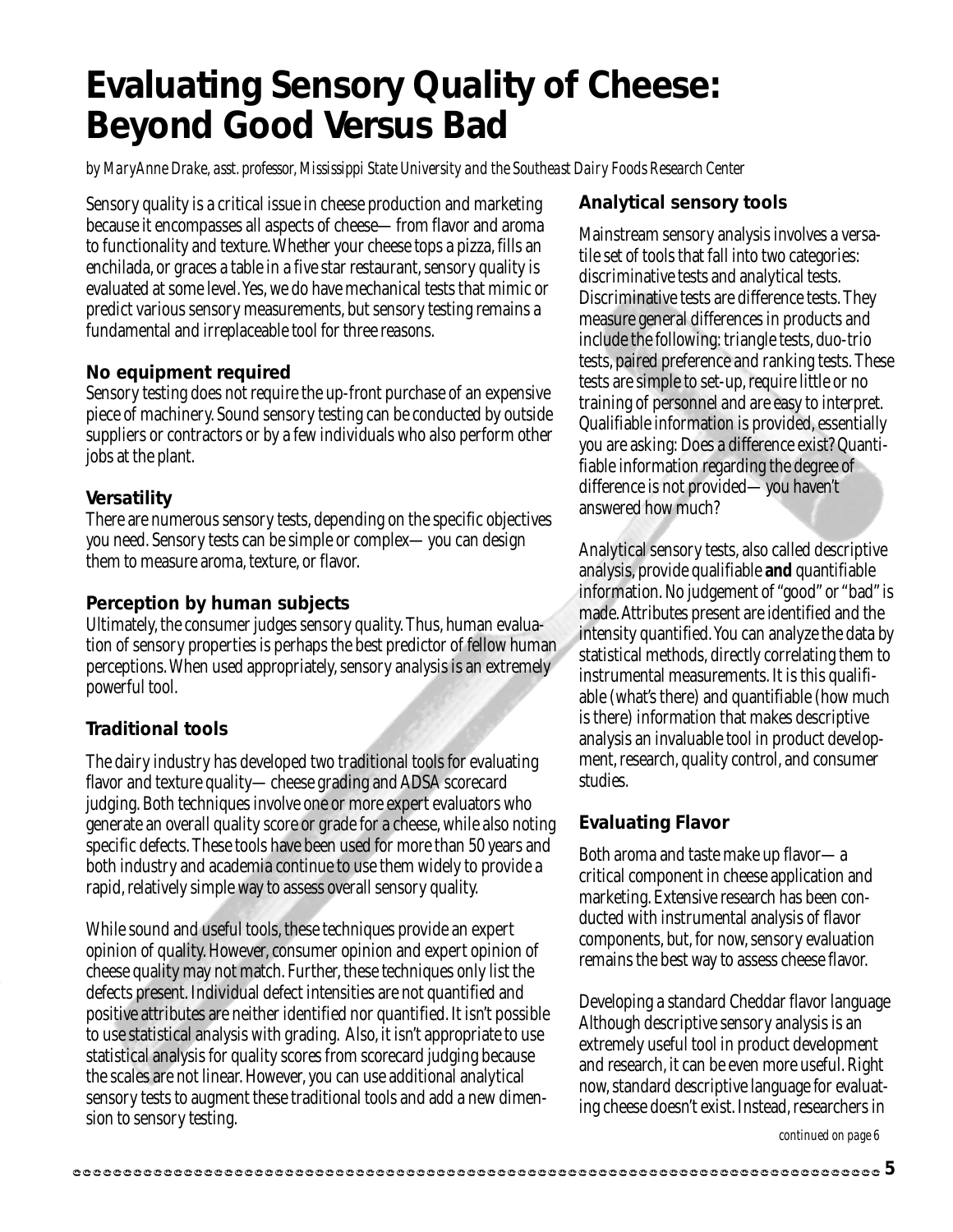# Evaluating Sensory Quality of Cheese: Beyond Good Versus Bad

*by MaryAnne Drake, asst. professor, Mississippi State University and the Southeast Dairy Foods Research Center*

Sensory quality is a critical issue in cheese production and marketing because it encompasses all aspects of cheese— from flavor and aroma to functionality and texture. Whether your cheese tops a pizza, fills an enchilada, or graces a table in a five star restaurant, sensory quality is evaluated at some level. Yes, we do have mechanical tests that mimic or predict various sensory measurements, but sensory testing remains a fundamental and irreplaceable tool for three reasons.

### No equipment required

Sensory testing does not require the up-front purchase of an expensive piece of machinery. Sound sensory testing can be conducted by outside suppliers or contractors or by a few individuals who also perform other jobs at the plant.

### Versatility

There are numerous sensory tests, depending on the specific objectives you need. Sensory tests can be simple or complex— you can design them to measure aroma, texture, or flavor.

### Perception by human subjects

Ultimately, the consumer judges sensory quality. Thus, human evaluation of sensory properties is perhaps the best predictor of fellow human perceptions. When used appropriately, sensory analysis is an extremely powerful tool.

### Traditional tools

The dairy industry has developed two traditional tools for evaluating flavor and texture quality— cheese grading and ADSA scorecard judging. Both techniques involve one or more expert evaluators who generate an overall quality score or grade for a cheese, while also noting specific defects. These tools have been used for more than 50 years and both industry and academia continue to use them widely to provide a rapid, relatively simple way to assess overall sensory quality.

While sound and useful tools, these techniques provide an expert opinion of quality. However, consumer opinion and expert opinion of cheese quality may not match. Further, these techniques only list the defects present. Individual defect intensities are not quantified and positive attributes are neither identified nor quantified. It isn't possible to use statistical analysis with grading. Also, it isn't appropriate to use statistical analysis for quality scores from scorecard judging because the scales are not linear. However, you can use additional analytical sensory tests to augment these traditional tools and add a new dimension to sensory testing.

### Analytical sensory tools

Mainstream sensory analysis involves a versatile set of tools that fall into two categories: discriminative tests and analytical tests. Discriminative tests are difference tests. They measure general differences in products and include the following: triangle tests, duo-trio tests, paired preference and ranking tests. These tests are simple to set-up, require little or no training of personnel and are easy to interpret. Qualifiable information is provided, essentially you are asking: Does a difference exist? Quantifiable information regarding the degree of difference is not provided— you haven't answered how much?

Analytical sensory tests, also called descriptive analysis, provide qualifiable **and** quantifiable information. No judgement of "good" or "bad" is made. Attributes present are identified and the intensity quantified. You can analyze the data by statistical methods, directly correlating them to instrumental measurements. It is this qualifiable (what's there) and quantifiable (how much is there) information that makes descriptive analysis an invaluable tool in product development, research, quality control, and consumer studies.

### Evaluating Flavor

Both aroma and taste make up flavor— a critical component in cheese application and marketing. Extensive research has been conducted with instrumental analysis of flavor components, but, for now, sensory evaluation remains the best way to assess cheese flavor.

Developing a standard Cheddar flavor language Although descriptive sensory analysis is an extremely useful tool in product development and research, it can be even more useful. Right now, standard descriptive language for evaluating cheese doesn't exist. Instead, researchers in

*continued on page 6*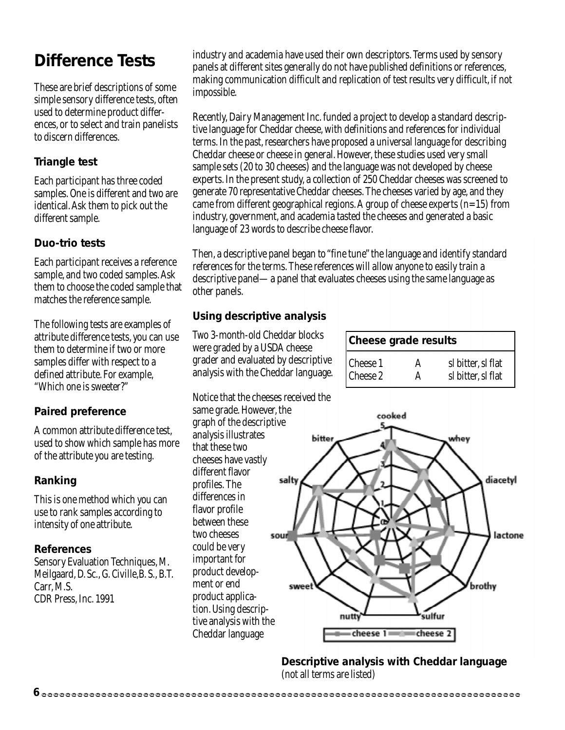## Difference Tests

These are brief descriptions of some simple sensory difference tests, often used to determine product differences, or to select and train panelists to discern differences.

### Triangle test

Each participant has three coded samples. One is different and two are identical. Ask them to pick out the different sample.

### Duo-trio tests

Each participant receives a reference sample, and two coded samples. Ask them to choose the coded sample that matches the reference sample.

The following tests are examples of attribute difference tests, you can use them to determine if two or more samples differ with respect to a defined attribute. For example, "Which one is sweeter?"

### Paired preference

A common attribute difference test, used to show which sample has more of the attribute you are testing.

### Ranking

This is one method which you can use to rank samples according to intensity of one attribute.

### References

Sensory Evaluation Techniques, M. Meilgaard, D. Sc., G. Civille, B. S., B.T. Carr, M.S.
CDR Press, Inc. 1991

industry and academia have used their own descriptors. Terms used by sensory panels at different sites generally do not have published definitions or references, making communication difficult and replication of test results very difficult, if not impossible.

Recently, Dairy Management Inc. funded a project to develop a standard descriptive language for Cheddar cheese, with definitions and references for individual terms. In the past, researchers have proposed a universal language for describing Cheddar cheese or cheese in general. However, these studies used very small sample sets (20 to 30 cheeses) and the language was not developed by cheese experts. In the present study, a collection of 250 Cheddar cheeses was screened to generate 70 representative Cheddar cheeses. The cheeses varied by age, and they came from different geographical regions. A group of cheese experts (n=15) from industry, government, and academia tasted the cheeses and generated a basic language of 23 words to describe cheese flavor.

Then, a descriptive panel began to "fine tune" the language and identify standard references for the terms. These references will allow anyone to easily train a descriptive panel— a panel that evaluates cheeses using the same language as other panels.

### Using descriptive analysis

Two 3-month-old Cheddar blocks were graded by a USDA cheese grader and evaluated by descriptive analysis with the Cheddar language.

| Cheese grade results | | |
|---|---|---|
| Cheese 1 | A | sl bitter, sl flat |
| Cheese 2 | A | sl bitter, sl flat |

Notice that the cheeses received the same grade. However, the graph of the descriptive analysis illustrates that these two cheeses have vastly different flavor profiles. The differences in flavor profile between these two cheeses could be very important for product development or end product application. Using descriptive analysis with the Cheddar language

**Descriptive analysis with Cheddar language**
(not all terms are listed)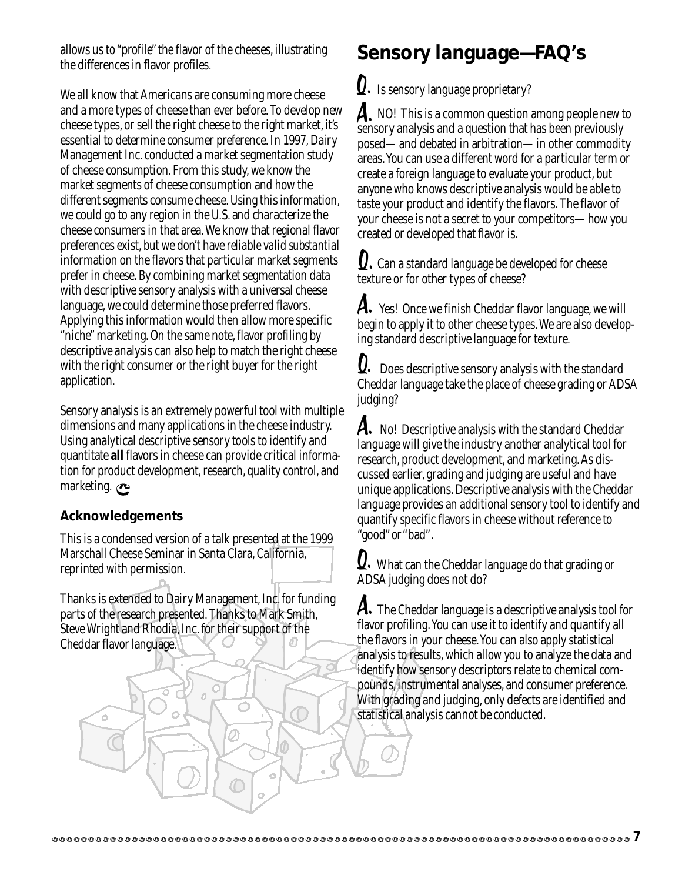allows us to "profile" the flavor of the cheeses, illustrating the differences in flavor profiles.

We all know that Americans are consuming more cheese and a more types of cheese than ever before. To develop new cheese types, or sell the right cheese to the right market, it's essential to determine consumer preference. In 1997, Dairy Management Inc. conducted a market segmentation study of cheese consumption. From this study, we know the market segments of cheese consumption and how the different segments consume cheese. Using this information, we could go to any region in the U.S. and characterize the cheese consumers in that area. We know that regional flavor preferences exist, but we don't have *reliable valid substantial* information on the flavors that particular market segments prefer in cheese. By combining market segmentation data with descriptive sensory analysis with a universal cheese language, we could determine those preferred flavors. Applying this information would then allow more specific "niche" marketing. On the same note, flavor profiling by descriptive analysis can also help to match the right cheese with the right consumer or the right buyer for the right application.

Sensory analysis is an extremely powerful tool with multiple dimensions and many applications in the cheese industry. Using analytical descriptive sensory tools to identify and quantitate **all** flavors in cheese can provide critical information for product development, research, quality control, and marketing.

### Acknowledgements

This is a condensed version of a talk presented at the 1999 Marschall Cheese Seminar in Santa Clara, California, reprinted with permission.

Thanks is extended to Dairy Management, Inc. for funding parts of the research presented. Thanks to Mark Smith, Steve Wright and Rhodia, Inc. for their support of the Cheddar flavor language.

## Sensory language—FAQ's

**Q.** Is sensory language proprietary?

**A.** NO! This is a common question among people new to sensory analysis and a question that has been previously posed— and debated in arbitration— in other commodity areas. You can use a different word for a particular term or create a foreign language to evaluate your product, but anyone who knows descriptive analysis would be able to taste your product and identify the flavors. The flavor of your cheese is not a secret to your competitors— how you created or developed that flavor is.

**Q.** Can a standard language be developed for cheese texture or for other types of cheese?

**A.** Yes! Once we finish Cheddar flavor language, we will begin to apply it to other cheese types. We are also developing standard descriptive language for texture.

**Q.** Does descriptive sensory analysis with the standard Cheddar language take the place of cheese grading or ADSA judging?

**A.** No! Descriptive analysis with the standard Cheddar language will give the industry another analytical tool for research, product development, and marketing. As discussed earlier, grading and judging are useful and have unique applications. Descriptive analysis with the Cheddar language provides an additional sensory tool to identify and quantify specific flavors in cheese without reference to "good" or "bad".

**Q.** What can the Cheddar language do that grading or ADSA judging does not do?

**A.** The Cheddar language is a descriptive analysis tool for flavor profiling. You can use it to identify and quantify all the flavors in your cheese. You can also apply statistical analysis to results, which allow you to analyze the data and identify how sensory descriptors relate to chemical compounds, instrumental analyses, and consumer preference. With grading and judging, only defects are identified and statistical analysis cannot be conducted.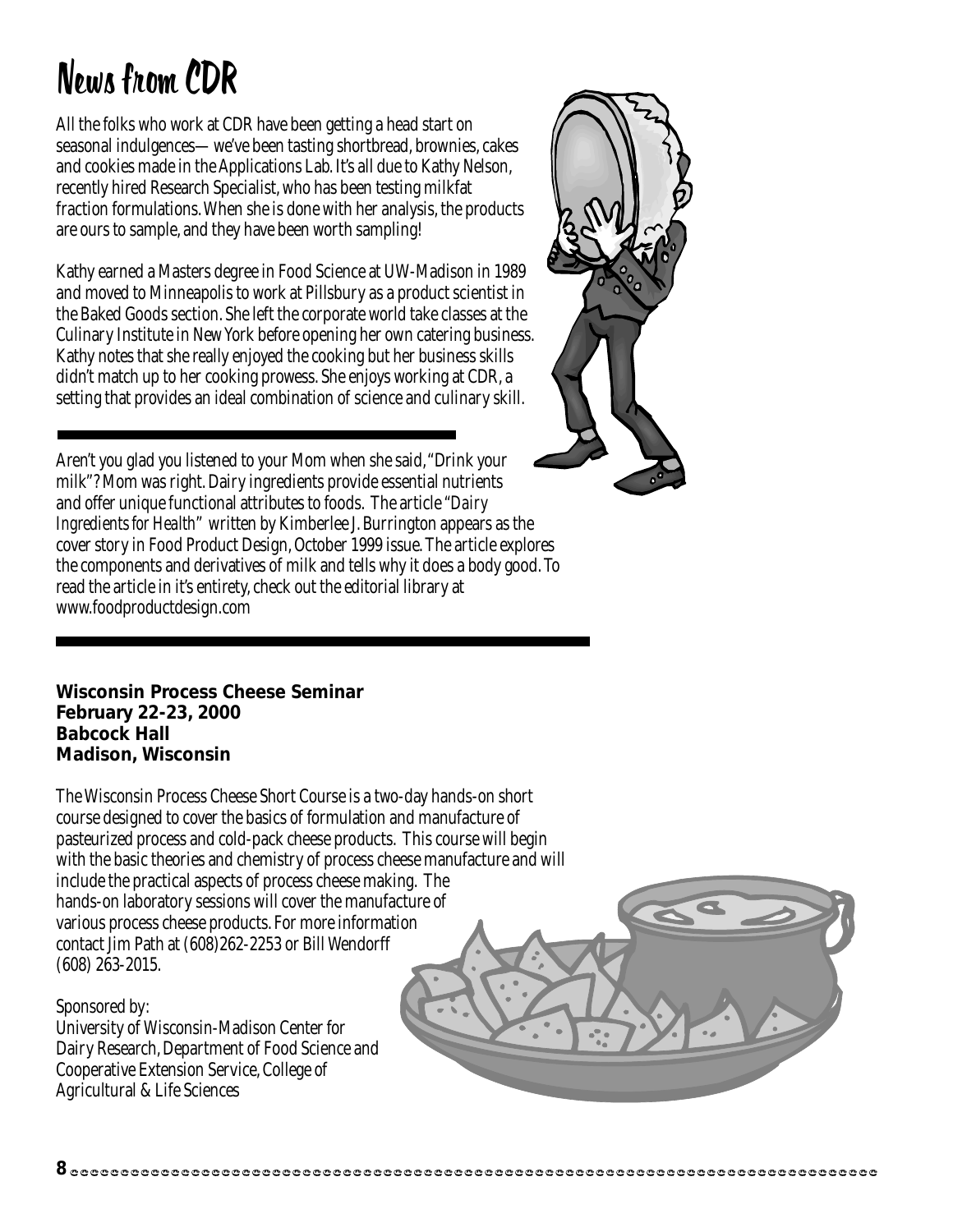# News from CDR

All the folks who work at CDR have been getting a head start on seasonal indulgences— we've been tasting shortbread, brownies, cakes and cookies made in the Applications Lab. It's all due to Kathy Nelson, recently hired Research Specialist, who has been testing milkfat fraction formulations. When she is done with her analysis, the products are ours to sample, and they have been worth sampling!

Kathy earned a Masters degree in Food Science at UW-Madison in 1989 and moved to Minneapolis to work at Pillsbury as a product scientist in the Baked Goods section. She left the corporate world take classes at the Culinary Institute in New York before opening her own catering business. Kathy notes that she really enjoyed the cooking but her business skills didn't match up to her cooking prowess. She enjoys working at CDR, a setting that provides an ideal combination of science and culinary skill.

---

Aren't you glad you listened to your Mom when she said, "Drink your milk"? Mom was right. Dairy ingredients provide essential nutrients and offer unique functional attributes to foods. The article *"Dairy Ingredients for Health"* written by Kimberlee J. Burrington appears as the cover story in Food Product Design, October 1999 issue. The article explores the components and derivatives of milk and tells why it does a body good. To read the article in it's entirety, check out the editorial library at www.foodproductdesign.com

---

**Wisconsin Process Cheese Seminar**
**February 22-23, 2000**
**Babcock Hall**
**Madison, Wisconsin**

The Wisconsin Process Cheese Short Course is a two-day hands-on short course designed to cover the basics of formulation and manufacture of pasteurized process and cold-pack cheese products. This course will begin with the basic theories and chemistry of process cheese manufacture and will include the practical aspects of process cheese making. The hands-on laboratory sessions will cover the manufacture of various process cheese products. For more information contact Jim Path at (608)262-2253 or Bill Wendorff (608) 263-2015.

Sponsored by:
University of Wisconsin-Madison Center for Dairy Research, Department of Food Science and Cooperative Extension Service, College of Agricultural & Life Sciences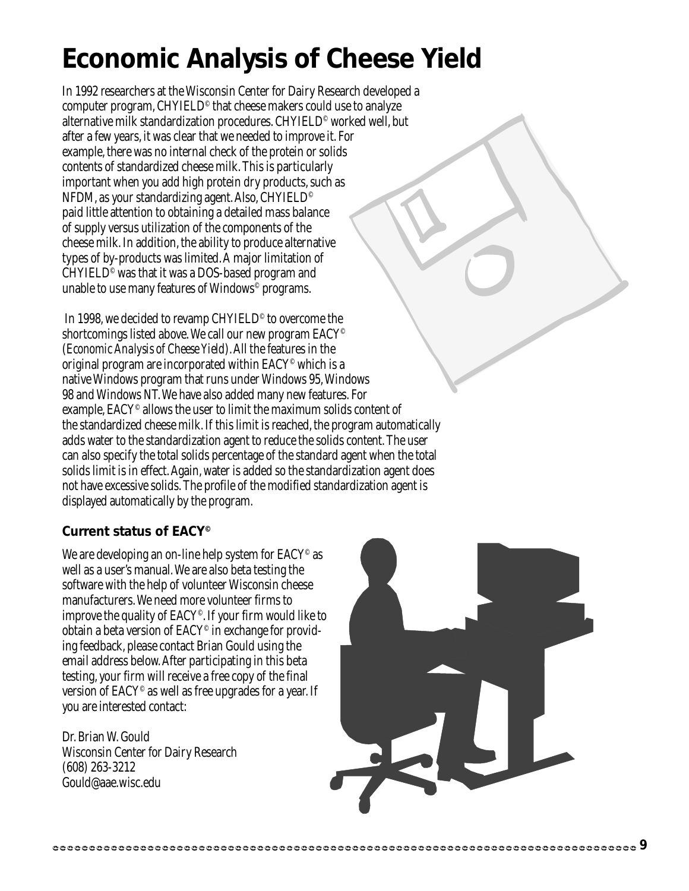# Economic Analysis of Cheese Yield

In 1992 researchers at the Wisconsin Center for Dairy Research developed a computer program, CHYIELD© that cheese makers could use to analyze alternative milk standardization procedures. CHYIELD© worked well, but after a few years, it was clear that we needed to improve it. For example, there was no internal check of the protein or solids contents of standardized cheese milk. This is particularly important when you add high protein dry products, such as NFDM, as your standardizing agent. Also, CHYIELD© paid little attention to obtaining a detailed mass balance of supply versus utilization of the components of the cheese milk. In addition, the ability to produce alternative types of by-products was limited. A major limitation of CHYIELD© was that it was a DOS-based program and unable to use many features of Windows© programs.

In 1998, we decided to revamp CHYIELD© to overcome the shortcomings listed above. We call our new program EACY© (*Economic Analysis of Cheese Yield*). All the features in the original program are incorporated within EACY© which is a native Windows program that runs under Windows 95, Windows 98 and Windows NT. We have also added many new features. For example, EACY© allows the user to limit the maximum solids content of the standardized cheese milk. If this limit is reached, the program automatically adds water to the standardization agent to reduce the solids content. The user can also specify the total solids percentage of the standard agent when the total solids limit is in effect. Again, water is added so the standardization agent does not have excessive solids. The profile of the modified standardization agent is displayed automatically by the program.

### Current status of EACY©

We are developing an on-line help system for EACY© as well as a user's manual. We are also beta testing the software with the help of volunteer Wisconsin cheese manufacturers. We need more volunteer firms to improve the quality of EACY©. If your firm would like to obtain a beta version of EACY© in exchange for providing feedback, please contact Brian Gould using the email address below. After participating in this beta testing, your firm will receive a free copy of the final version of EACY© as well as free upgrades for a year. If you are interested contact:

Dr. Brian W. Gould
Wisconsin Center for Dairy Research
(608) 263-3212
Gould@aae.wisc.edu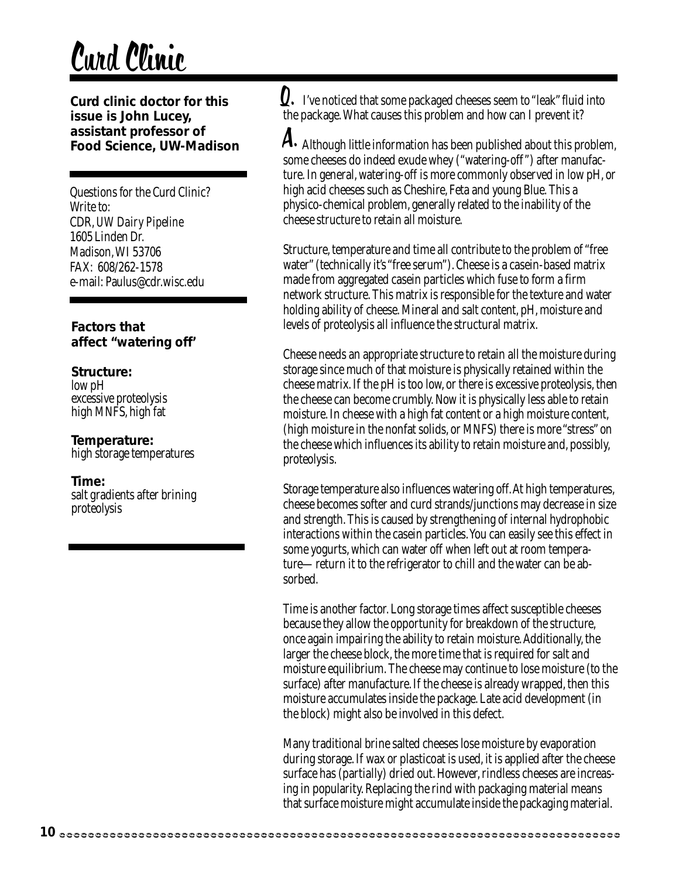# Curd Clinic

**Curd clinic doctor for this issue is John Lucey, assistant professor of Food Science, UW-Madison**

*Questions for the Curd Clinic? Write to:*
*CDR, UW Dairy Pipeline*
*1605 Linden Dr.*
*Madison, WI 53706*
*FAX: 608/262-1578*
*e-mail: Paulus@cdr.wisc.edu*

**Factors that affect "watering off'**

**Structure:**
low pH
excessive proteolysis
high MNFS, high fat

**Temperature:**
high storage temperatures

**Time:**
salt gradients after brining
proteolysis

**Q.** I've noticed that some packaged cheeses seem to "leak" fluid into the package. What causes this problem and how can I prevent it?

**A.** Although little information has been published about this problem, some cheeses do indeed exude whey ("watering-off") after manufacture. In general, watering-off is more commonly observed in low pH, or high acid cheeses such as Cheshire, Feta and young Blue. This a physico-chemical problem, generally related to the inability of the cheese structure to retain all moisture.

Structure, temperature and time all contribute to the problem of "free water" (technically it's "free serum"). Cheese is a casein-based matrix made from aggregated casein particles which fuse to form a firm network structure. This matrix is responsible for the texture and water holding ability of cheese. Mineral and salt content, pH, moisture and levels of proteolysis all influence the structural matrix.

Cheese needs an appropriate structure to retain all the moisture during storage since much of that moisture is physically retained within the cheese matrix. If the pH is too low, or there is excessive proteolysis, then the cheese can become crumbly. Now it is physically less able to retain moisture. In cheese with a high fat content or a high moisture content, (high moisture in the nonfat solids, or MNFS) there is more "stress" on the cheese which influences its ability to retain moisture and, possibly, proteolysis.

Storage temperature also influences watering off. At high temperatures, cheese becomes softer and curd strands/junctions may decrease in size and strength. This is caused by strengthening of internal hydrophobic interactions within the casein particles. You can easily see this effect in some yogurts, which can water off when left out at room temperature— return it to the refrigerator to chill and the water can be absorbed.

Time is another factor. Long storage times affect susceptible cheeses because they allow the opportunity for breakdown of the structure, once again impairing the ability to retain moisture. Additionally, the larger the cheese block, the more time that is required for salt and moisture equilibrium. The cheese may continue to lose moisture (to the surface) after manufacture. If the cheese is already wrapped, then this moisture accumulates inside the package. Late acid development (in the block) might also be involved in this defect.

Many traditional brine salted cheeses lose moisture by evaporation during storage. If wax or plasticoat is used, it is applied after the cheese surface has (partially) dried out. However, rindless cheeses are increasing in popularity. Replacing the rind with packaging material means that surface moisture might accumulate inside the packaging material.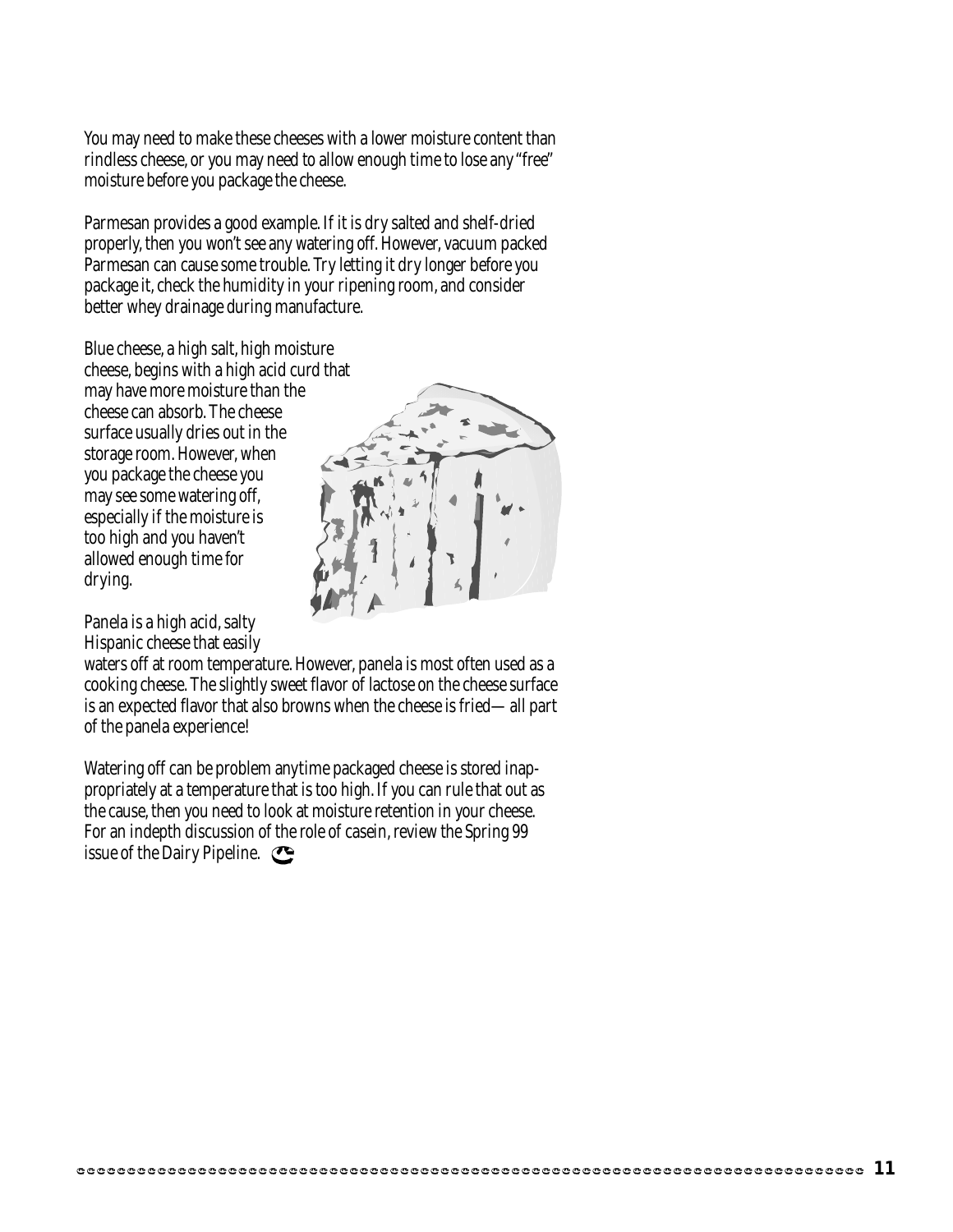You may need to make these cheeses with a lower moisture content than rindless cheese, or you may need to allow enough time to lose any "free" moisture before you package the cheese.

Parmesan provides a good example. If it is dry salted and shelf-dried properly, then you won't see any watering off. However, vacuum packed Parmesan can cause some trouble. Try letting it dry longer before you package it, check the humidity in your ripening room, and consider better whey drainage during manufacture.

Blue cheese, a high salt, high moisture cheese, begins with a high acid curd that may have more moisture than the cheese can absorb. The cheese surface usually dries out in the storage room. However, when you package the cheese you may see some watering off, especially if the moisture is too high and you haven't allowed enough time for drying.

Panela is a high acid, salty Hispanic cheese that easily waters off at room temperature. However, panela is most often used as a cooking cheese. The slightly sweet flavor of lactose on the cheese surface is an expected flavor that also browns when the cheese is fried— all part of the panela experience!

Watering off can be problem anytime packaged cheese is stored inappropriately at a temperature that is too high. If you can rule that out as the cause, then you need to look at moisture retention in your cheese. For an indepth discussion of the role of casein, review the Spring 99 issue of the Dairy Pipeline.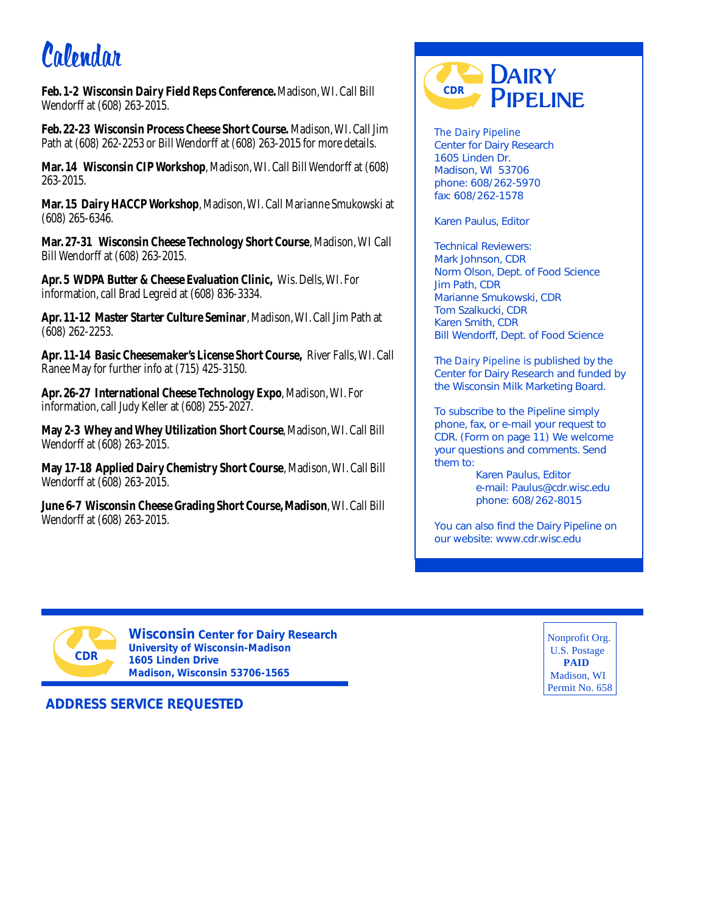# Calendar

**Feb. 1-2 Wisconsin Dairy Field Reps Conference.** Madison, WI. Call Bill Wendorff at (608) 263-2015.

**Feb. 22-23 Wisconsin Process Cheese Short Course.** Madison, WI. Call Jim Path at (608) 262-2253 or Bill Wendorff at (608) 263-2015 for more details.

**Mar. 14 Wisconsin CIP Workshop**, Madison, WI. Call Bill Wendorff at (608) 263-2015.

**Mar. 15 Dairy HACCP Workshop**, Madison, WI. Call Marianne Smukowski at (608) 265-6346.

**Mar. 27-31 Wisconsin Cheese Technology Short Course**, Madison, WI Call Bill Wendorff at (608) 263-2015.

**Apr. 5 WDPA Butter & Cheese Evaluation Clinic,** Wis. Dells, WI. For information, call Brad Legreid at (608) 836-3334.

**Apr. 11-12 Master Starter Culture Seminar**, Madison, WI. Call Jim Path at (608) 262-2253.

**Apr. 11-14 Basic Cheesemaker's License Short Course,** River Falls, WI. Call Ranee May for further info at (715) 425-3150.

**Apr. 26-27 International Cheese Technology Expo**, Madison, WI. For information, call Judy Keller at (608) 255-2027.

**May 2-3 Whey and Whey Utilization Short Course**, Madison, WI. Call Bill Wendorff at (608) 263-2015.

**May 17-18 Applied Dairy Chemistry Short Course**, Madison, WI. Call Bill Wendorff at (608) 263-2015.

**June 6-7 Wisconsin Cheese Grading Short Course, Madison**, WI. Call Bill Wendorff at (608) 263-2015.

## CDR Dairy Pipeline

The Dairy Pipeline
Center for Dairy Research
1605 Linden Dr.
Madison, WI 53706
phone: 608/262-5970
fax: 608/262-1578

Karen Paulus, Editor

Technical Reviewers:
Mark Johnson, CDR
Norm Olson, Dept. of Food Science
Jim Path, CDR
Marianne Smukowski, CDR
Tom Szalkucki, CDR
Karen Smith, CDR
Bill Wendorff, Dept. of Food Science

The Dairy Pipeline is published by the Center for Dairy Research and funded by the Wisconsin Milk Marketing Board.

To subscribe to the Pipeline simply phone, fax, or e-mail your request to CDR. (Form on page 11) We welcome your questions and comments. Send them to:

Karen Paulus, Editor
e-mail: Paulus@cdr.wisc.edu
phone: 608/262-8015

You can also find the Dairy Pipeline on our website: www.cdr.wisc.edu

---

**Wisconsin Center for Dairy Research**
**University of Wisconsin-Madison**
**1605 Linden Drive**
**Madison, Wisconsin 53706-1565**

**ADDRESS SERVICE REQUESTED**

Nonprofit Org.
U.S. Postage
**PAID**
Madison, WI
Permit No. 658